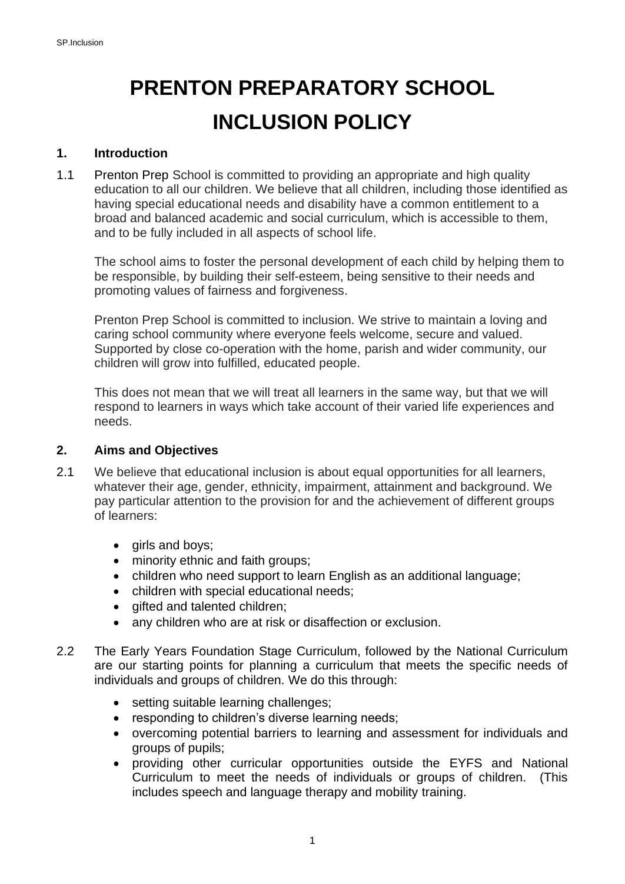# PRENTON PREPARATORY SCHOOL

# INCLUSION POLICY

## 1. Introduction

1.1 Prenton Prep School is committed to providing an appropriate and high quality education to all our children. We believe that all children, including those identified as having special educational needs and disability have a common entitlement to a broad and balanced academic and social curriculum, which is accessible to them, and to be fully included in all aspects of school life.

The school aims to foster the personal development of each child by helping them to be responsible, by building their self-esteem, being sensitive to their needs and promoting values of fairness and forgiveness.

Prenton Prep School is committed to inclusion. We strive to maintain a loving and caring school community where everyone feels welcome, secure and valued. Supported by close co-operation with the home, parish and wider community, our children will grow into fulfilled, educated people.

This does not mean that we will treat all learners in the same way, but that we will respond to learners in ways which take account of their varied life experiences and needs.

## 2. Aims and Objectives

2.1 We believe that educational inclusion is about equal opportunities for all learners, whatever their age, gender, ethnicity, impairment, attainment and background. We pay particular attention to the provision for and the achievement of different groups of learners:

- girls and boys;
- minority ethnic and faith groups;
- children who need support to learn English as an additional language;
- children with special educational needs;
- gifted and talented children;
- any children who are at risk or disaffection or exclusion.

2.2 The Early Years Foundation Stage Curriculum, followed by the National Curriculum are our starting points for planning a curriculum that meets the specific needs of individuals and groups of children. We do this through:

- setting suitable learning challenges;
- responding to children's diverse learning needs;
- overcoming potential barriers to learning and assessment for individuals and groups of pupils;
- providing other curricular opportunities outside the EYFS and National Curriculum to meet the needs of individuals or groups of children. (This includes speech and language therapy and mobility training.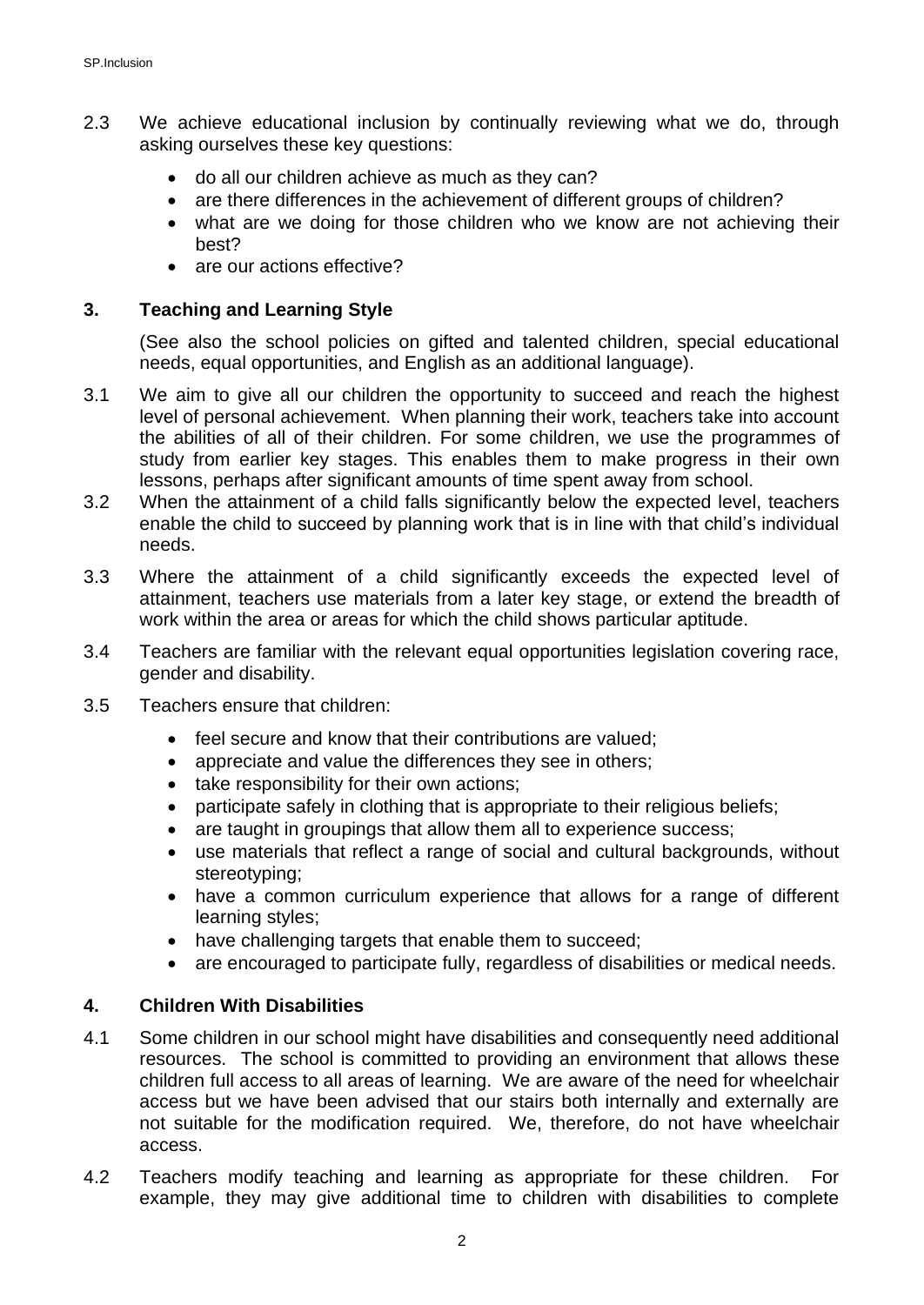2.3 We achieve educational inclusion by continually reviewing what we do, through asking ourselves these key questions:

- do all our children achieve as much as they can?
- are there differences in the achievement of different groups of children?
- what are we doing for those children who we know are not achieving their best?
- are our actions effective?

## 3. Teaching and Learning Style

(See also the school policies on gifted and talented children, special educational needs, equal opportunities, and English as an additional language).

3.1 We aim to give all our children the opportunity to succeed and reach the highest level of personal achievement. When planning their work, teachers take into account the abilities of all of their children. For some children, we use the programmes of study from earlier key stages. This enables them to make progress in their own lessons, perhaps after significant amounts of time spent away from school.

3.2 When the attainment of a child falls significantly below the expected level, teachers enable the child to succeed by planning work that is in line with that child's individual needs.

3.3 Where the attainment of a child significantly exceeds the expected level of attainment, teachers use materials from a later key stage, or extend the breadth of work within the area or areas for which the child shows particular aptitude.

3.4 Teachers are familiar with the relevant equal opportunities legislation covering race, gender and disability.

3.5 Teachers ensure that children:

- feel secure and know that their contributions are valued;
- appreciate and value the differences they see in others;
- take responsibility for their own actions;
- participate safely in clothing that is appropriate to their religious beliefs;
- are taught in groupings that allow them all to experience success;
- use materials that reflect a range of social and cultural backgrounds, without stereotyping;
- have a common curriculum experience that allows for a range of different learning styles;
- have challenging targets that enable them to succeed;
- are encouraged to participate fully, regardless of disabilities or medical needs.

## 4. Children With Disabilities

4.1 Some children in our school might have disabilities and consequently need additional resources. The school is committed to providing an environment that allows these children full access to all areas of learning. We are aware of the need for wheelchair access but we have been advised that our stairs both internally and externally are not suitable for the modification required. We, therefore, do not have wheelchair access.

4.2 Teachers modify teaching and learning as appropriate for these children. For example, they may give additional time to children with disabilities to complete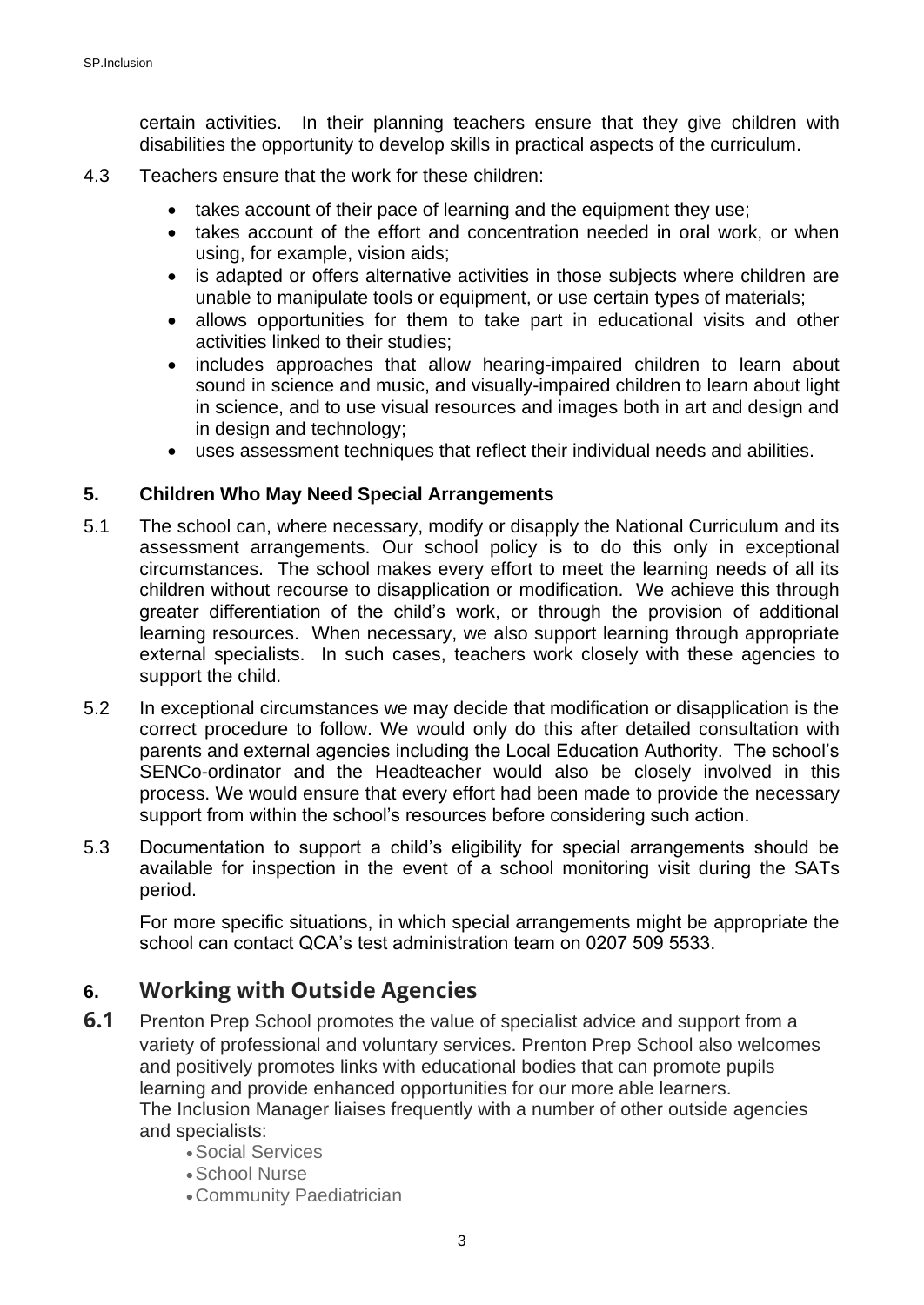certain activities. In their planning teachers ensure that they give children with disabilities the opportunity to develop skills in practical aspects of the curriculum.

4.3 Teachers ensure that the work for these children:

- takes account of their pace of learning and the equipment they use;
- takes account of the effort and concentration needed in oral work, or when using, for example, vision aids;
- is adapted or offers alternative activities in those subjects where children are unable to manipulate tools or equipment, or use certain types of materials;
- allows opportunities for them to take part in educational visits and other activities linked to their studies;
- includes approaches that allow hearing-impaired children to learn about sound in science and music, and visually-impaired children to learn about light in science, and to use visual resources and images both in art and design and in design and technology;
- uses assessment techniques that reflect their individual needs and abilities.

**5. Children Who May Need Special Arrangements**

5.1 The school can, where necessary, modify or disapply the National Curriculum and its assessment arrangements. Our school policy is to do this only in exceptional circumstances. The school makes every effort to meet the learning needs of all its children without recourse to disapplication or modification. We achieve this through greater differentiation of the child's work, or through the provision of additional learning resources. When necessary, we also support learning through appropriate external specialists. In such cases, teachers work closely with these agencies to support the child.

5.2 In exceptional circumstances we may decide that modification or disapplication is the correct procedure to follow. We would only do this after detailed consultation with parents and external agencies including the Local Education Authority. The school's SENCo-ordinator and the Headteacher would also be closely involved in this process. We would ensure that every effort had been made to provide the necessary support from within the school's resources before considering such action.

5.3 Documentation to support a child's eligibility for special arrangements should be available for inspection in the event of a school monitoring visit during the SATs period.

For more specific situations, in which special arrangements might be appropriate the school can contact QCA's test administration team on 0207 509 5533.

## 6. Working with Outside Agencies

**6.1** Prenton Prep School promotes the value of specialist advice and support from a variety of professional and voluntary services. Prenton Prep School also welcomes and positively promotes links with educational bodies that can promote pupils learning and provide enhanced opportunities for our more able learners.
The Inclusion Manager liaises frequently with a number of other outside agencies and specialists:

- Social Services
- School Nurse
- Community Paediatrician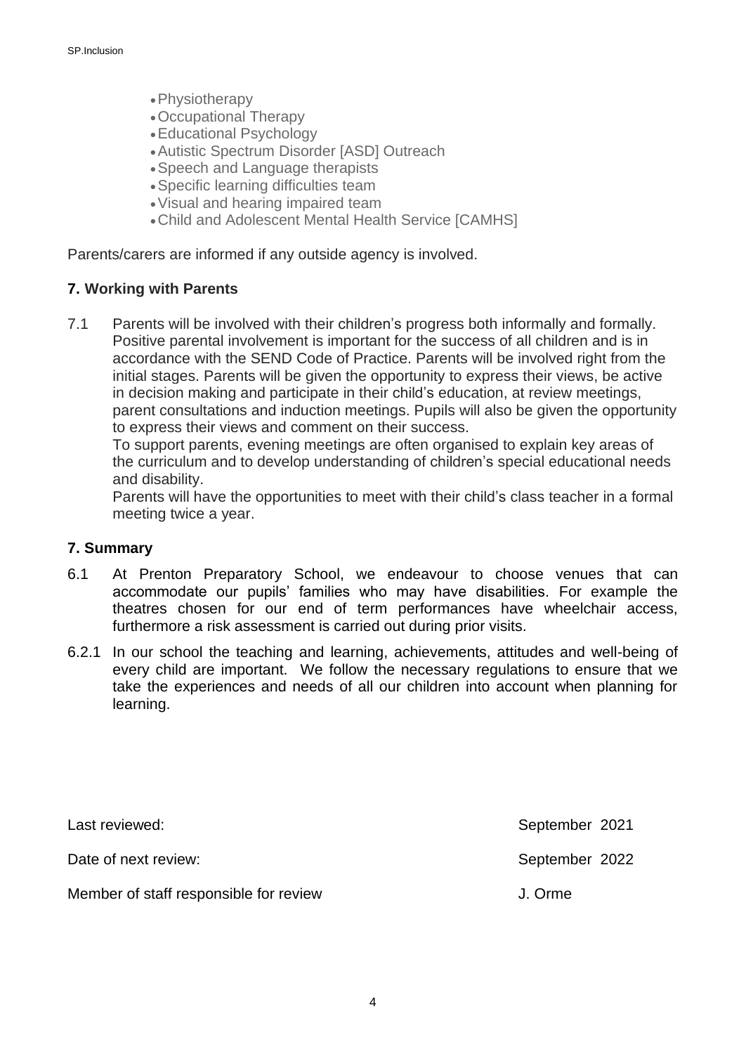- Physiotherapy
- Occupational Therapy
- Educational Psychology
- Autistic Spectrum Disorder [ASD] Outreach
- Speech and Language therapists
- Specific learning difficulties team
- Visual and hearing impaired team
- Child and Adolescent Mental Health Service [CAMHS]

Parents/carers are informed if any outside agency is involved.

### 7. Working with Parents

7.1 Parents will be involved with their children's progress both informally and formally. Positive parental involvement is important for the success of all children and is in accordance with the SEND Code of Practice. Parents will be involved right from the initial stages. Parents will be given the opportunity to express their views, be active in decision making and participate in their child's education, at review meetings, parent consultations and induction meetings. Pupils will also be given the opportunity to express their views and comment on their success.
To support parents, evening meetings are often organised to explain key areas of the curriculum and to develop understanding of children's special educational needs and disability.
Parents will have the opportunities to meet with their child's class teacher in a formal meeting twice a year.

### 7. Summary

6.1 At Prenton Preparatory School, we endeavour to choose venues that can accommodate our pupils' families who may have disabilities. For example the theatres chosen for our end of term performances have wheelchair access, furthermore a risk assessment is carried out during prior visits.

6.2.1 In our school the teaching and learning, achievements, attitudes and well-being of every child are important. We follow the necessary regulations to ensure that we take the experiences and needs of all our children into account when planning for learning.

| | |
|---|---|
| Last reviewed: | September 2021 |
| Date of next review: | September 2022 |
| Member of staff responsible for review | J. Orme |